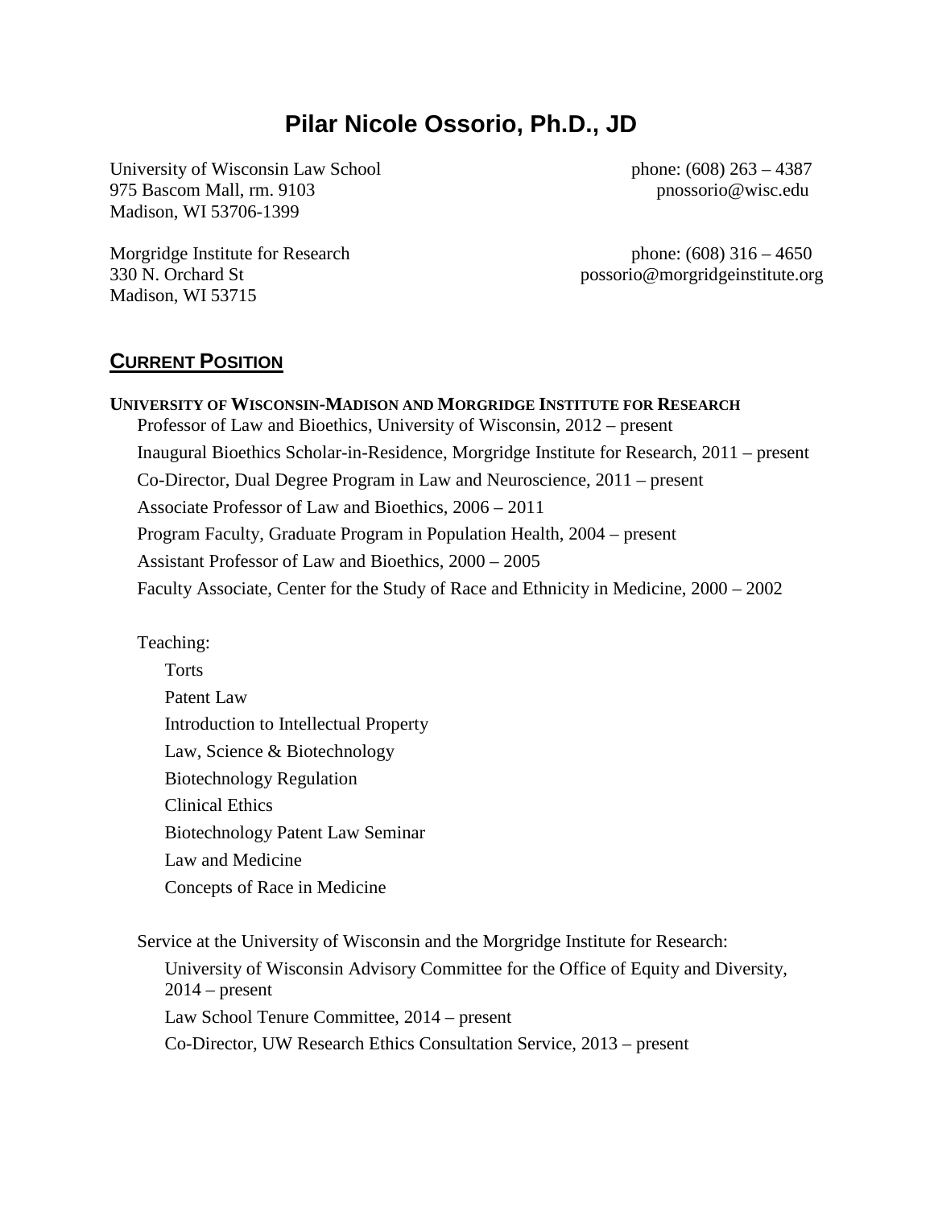# Pilar Nicole Ossorio, Ph.D., JD

University of Wisconsin Law School
975 Bascom Mall, rm. 9103
Madison, WI 53706-1399

phone: (608) 263 – 4387
pnossorio@wisc.edu

Morgridge Institute for Research
330 N. Orchard St
Madison, WI 53715

phone: (608) 316 – 4650
possorio@morgridgeinstitute.org

## CURRENT POSITION

**UNIVERSITY OF WISCONSIN-MADISON AND MORGRIDGE INSTITUTE FOR RESEARCH**

Professor of Law and Bioethics, University of Wisconsin, 2012 – present

Inaugural Bioethics Scholar-in-Residence, Morgridge Institute for Research, 2011 – present

Co-Director, Dual Degree Program in Law and Neuroscience, 2011 – present

Associate Professor of Law and Bioethics, 2006 – 2011

Program Faculty, Graduate Program in Population Health, 2004 – present

Assistant Professor of Law and Bioethics, 2000 – 2005

Faculty Associate, Center for the Study of Race and Ethnicity in Medicine, 2000 – 2002

Teaching:

- Torts
- Patent Law
- Introduction to Intellectual Property
- Law, Science & Biotechnology
- Biotechnology Regulation
- Clinical Ethics
- Biotechnology Patent Law Seminar
- Law and Medicine
- Concepts of Race in Medicine

Service at the University of Wisconsin and the Morgridge Institute for Research:

- University of Wisconsin Advisory Committee for the Office of Equity and Diversity, 2014 – present
- Law School Tenure Committee, 2014 – present
- Co-Director, UW Research Ethics Consultation Service, 2013 – present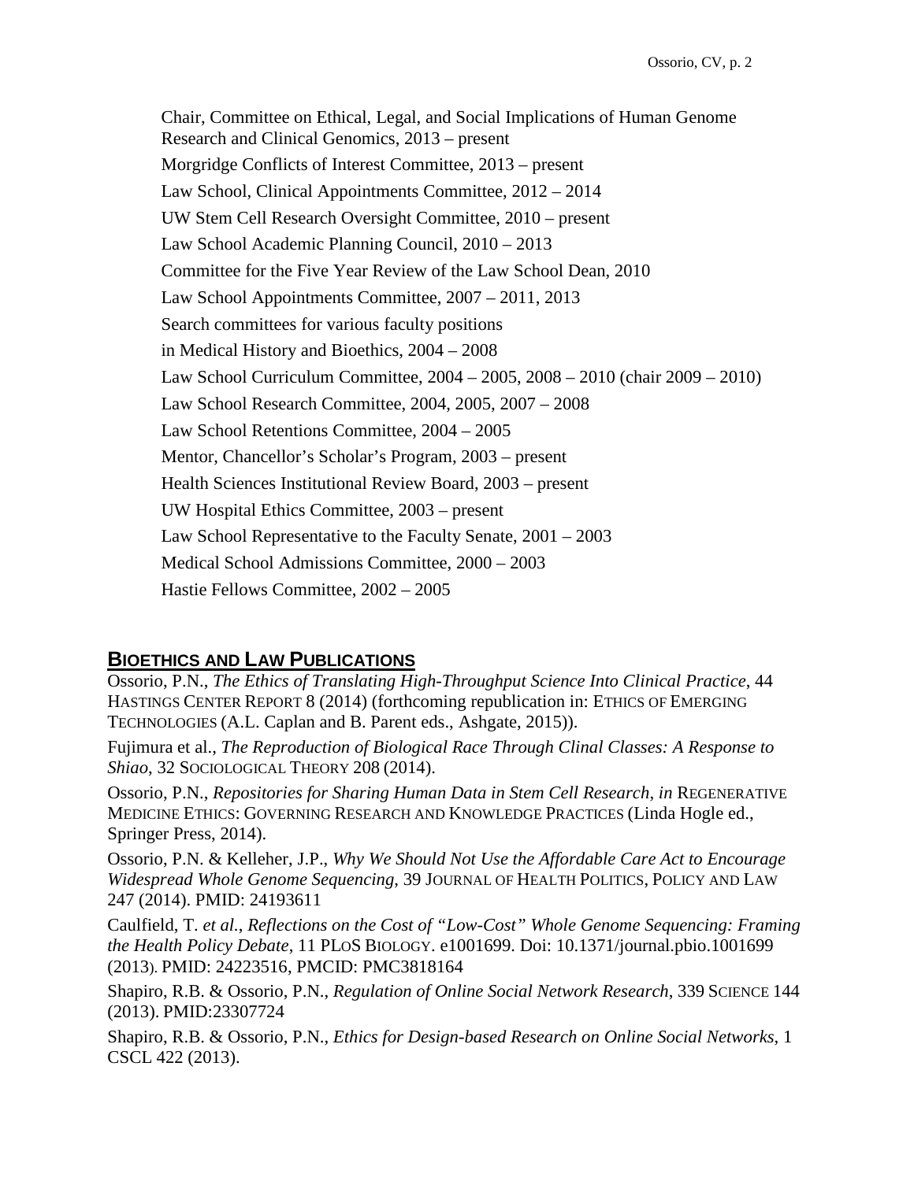Chair, Committee on Ethical, Legal, and Social Implications of Human Genome Research and Clinical Genomics, 2013 – present

Morgridge Conflicts of Interest Committee, 2013 – present

Law School, Clinical Appointments Committee, 2012 – 2014

UW Stem Cell Research Oversight Committee, 2010 – present

Law School Academic Planning Council, 2010 – 2013

Committee for the Five Year Review of the Law School Dean, 2010

Law School Appointments Committee, 2007 – 2011, 2013

Search committees for various faculty positions in Medical History and Bioethics, 2004 – 2008

Law School Curriculum Committee, 2004 – 2005, 2008 – 2010 (chair 2009 – 2010)

Law School Research Committee, 2004, 2005, 2007 – 2008

Law School Retentions Committee, 2004 – 2005

Mentor, Chancellor's Scholar's Program, 2003 – present

Health Sciences Institutional Review Board, 2003 – present

UW Hospital Ethics Committee, 2003 – present

Law School Representative to the Faculty Senate, 2001 – 2003

Medical School Admissions Committee, 2000 – 2003

Hastie Fellows Committee, 2002 – 2005

## BIOETHICS AND LAW PUBLICATIONS

Ossorio, P.N., *The Ethics of Translating High-Throughput Science Into Clinical Practice*, 44 HASTINGS CENTER REPORT 8 (2014) (forthcoming republication in: ETHICS OF EMERGING TECHNOLOGIES (A.L. Caplan and B. Parent eds., Ashgate, 2015)).

Fujimura et al., *The Reproduction of Biological Race Through Clinal Classes: A Response to Shiao*, 32 SOCIOLOGICAL THEORY 208 (2014).

Ossorio, P.N., *Repositories for Sharing Human Data in Stem Cell Research*, *in* REGENERATIVE MEDICINE ETHICS: GOVERNING RESEARCH AND KNOWLEDGE PRACTICES (Linda Hogle ed., Springer Press, 2014).

Ossorio, P.N. & Kelleher, J.P., *Why We Should Not Use the Affordable Care Act to Encourage Widespread Whole Genome Sequencing*, 39 JOURNAL OF HEALTH POLITICS, POLICY AND LAW 247 (2014). PMID: 24193611

Caulfield, T. *et al.*, *Reflections on the Cost of "Low-Cost" Whole Genome Sequencing: Framing the Health Policy Debate*, 11 PLoS BIOLOGY. e1001699. Doi: 10.1371/journal.pbio.1001699 (2013). PMID: 24223516, PMCID: PMC3818164

Shapiro, R.B. & Ossorio, P.N., *Regulation of Online Social Network Research*, 339 SCIENCE 144 (2013). PMID:23307724

Shapiro, R.B. & Ossorio, P.N., *Ethics for Design-based Research on Online Social Networks*, 1 CSCL 422 (2013).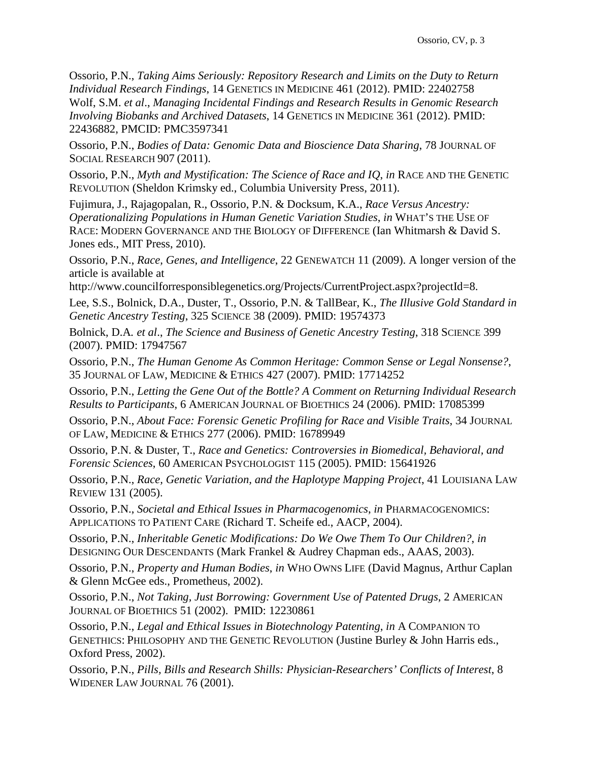Ossorio, P.N., *Taking Aims Seriously: Repository Research and Limits on the Duty to Return Individual Research Findings*, 14 GENETICS IN MEDICINE 461 (2012). PMID: 22402758
Wolf, S.M. *et al*., *Managing Incidental Findings and Research Results in Genomic Research Involving Biobanks and Archived Datasets*, 14 GENETICS IN MEDICINE 361 (2012). PMID: 22436882, PMCID: PMC3597341

Ossorio, P.N., *Bodies of Data: Genomic Data and Bioscience Data Sharing*, 78 JOURNAL OF SOCIAL RESEARCH 907 (2011).

Ossorio, P.N., *Myth and Mystification: The Science of Race and IQ*, *in* RACE AND THE GENETIC REVOLUTION (Sheldon Krimsky ed., Columbia University Press, 2011).

Fujimura, J., Rajagopalan, R., Ossorio, P.N. & Docksum, K.A., *Race Versus Ancestry: Operationalizing Populations in Human Genetic Variation Studies*, *in* WHAT'S THE USE OF RACE: MODERN GOVERNANCE AND THE BIOLOGY OF DIFFERENCE (Ian Whitmarsh & David S. Jones eds., MIT Press, 2010).

Ossorio, P.N., *Race, Genes, and Intelligence*, 22 GENEWATCH 11 (2009). A longer version of the article is available at http://www.councilforresponsiblegenetics.org/Projects/CurrentProject.aspx?projectId=8.

Lee, S.S., Bolnick, D.A., Duster, T., Ossorio, P.N. & TallBear, K., *The Illusive Gold Standard in Genetic Ancestry Testing*, 325 SCIENCE 38 (2009). PMID: 19574373

Bolnick, D.A. *et al*., *The Science and Business of Genetic Ancestry Testing*, 318 SCIENCE 399 (2007). PMID: 17947567

Ossorio, P.N., *The Human Genome As Common Heritage: Common Sense or Legal Nonsense?*, 35 JOURNAL OF LAW, MEDICINE & ETHICS 427 (2007). PMID: 17714252

Ossorio, P.N., *Letting the Gene Out of the Bottle? A Comment on Returning Individual Research Results to Participants*, 6 AMERICAN JOURNAL OF BIOETHICS 24 (2006). PMID: 17085399

Ossorio, P.N., *About Face: Forensic Genetic Profiling for Race and Visible Traits*, 34 JOURNAL OF LAW, MEDICINE & ETHICS 277 (2006). PMID: 16789949

Ossorio, P.N. & Duster, T., *Race and Genetics: Controversies in Biomedical, Behavioral, and Forensic Sciences*, 60 AMERICAN PSYCHOLOGIST 115 (2005). PMID: 15641926

Ossorio, P.N., *Race, Genetic Variation, and the Haplotype Mapping Project*, 41 LOUISIANA LAW REVIEW 131 (2005).

Ossorio, P.N., *Societal and Ethical Issues in Pharmacogenomics*, *in* PHARMACOGENOMICS: APPLICATIONS TO PATIENT CARE (Richard T. Scheife ed., AACP, 2004).

Ossorio, P.N., *Inheritable Genetic Modifications: Do We Owe Them To Our Children?*, *in* DESIGNING OUR DESCENDANTS (Mark Frankel & Audrey Chapman eds., AAAS, 2003).

Ossorio, P.N., *Property and Human Bodies*, *in* WHO OWNS LIFE (David Magnus, Arthur Caplan & Glenn McGee eds., Prometheus, 2002).

Ossorio, P.N., *Not Taking, Just Borrowing: Government Use of Patented Drugs*, 2 AMERICAN JOURNAL OF BIOETHICS 51 (2002). PMID: 12230861

Ossorio, P.N., *Legal and Ethical Issues in Biotechnology Patenting*, *in* A COMPANION TO GENETHICS: PHILOSOPHY AND THE GENETIC REVOLUTION (Justine Burley & John Harris eds., Oxford Press, 2002).

Ossorio, P.N., *Pills, Bills and Research Shills: Physician-Researchers' Conflicts of Interest*, 8 WIDENER LAW JOURNAL 76 (2001).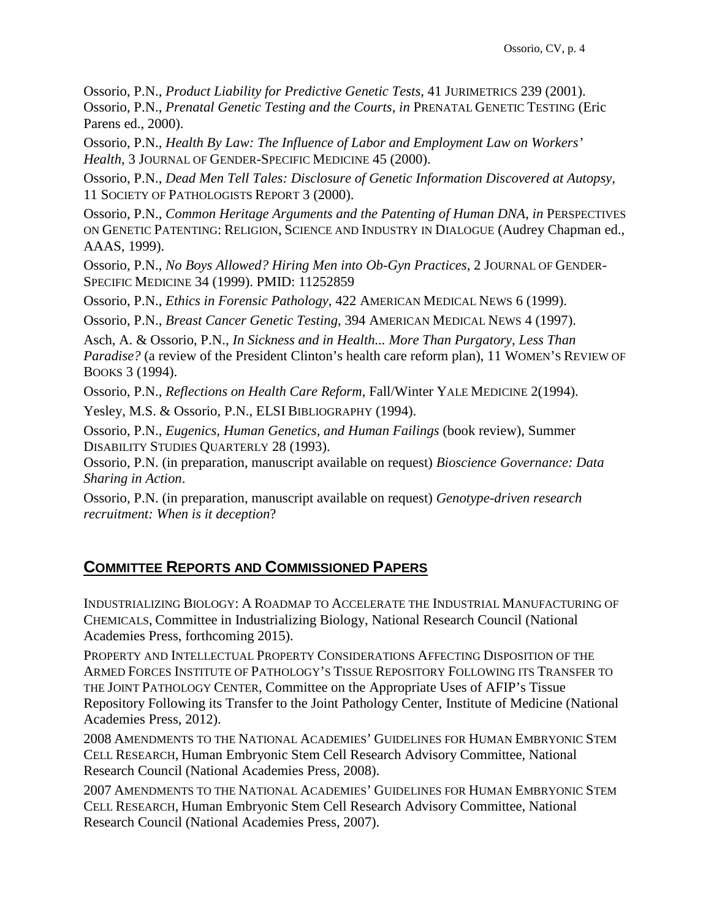Ossorio, P.N., *Product Liability for Predictive Genetic Tests*, 41 JURIMETRICS 239 (2001).

Ossorio, P.N., *Prenatal Genetic Testing and the Courts*, *in* PRENATAL GENETIC TESTING (Eric Parens ed., 2000).

Ossorio, P.N., *Health By Law: The Influence of Labor and Employment Law on Workers' Health*, 3 JOURNAL OF GENDER-SPECIFIC MEDICINE 45 (2000).

Ossorio, P.N., *Dead Men Tell Tales: Disclosure of Genetic Information Discovered at Autopsy*, 11 SOCIETY OF PATHOLOGISTS REPORT 3 (2000).

Ossorio, P.N., *Common Heritage Arguments and the Patenting of Human DNA*, *in* PERSPECTIVES ON GENETIC PATENTING: RELIGION, SCIENCE AND INDUSTRY IN DIALOGUE (Audrey Chapman ed., AAAS, 1999).

Ossorio, P.N., *No Boys Allowed? Hiring Men into Ob-Gyn Practices*, 2 JOURNAL OF GENDER-SPECIFIC MEDICINE 34 (1999). PMID: 11252859

Ossorio, P.N., *Ethics in Forensic Pathology*, 422 AMERICAN MEDICAL NEWS 6 (1999).

Ossorio, P.N., *Breast Cancer Genetic Testing*, 394 AMERICAN MEDICAL NEWS 4 (1997).

Asch, A. & Ossorio, P.N., *In Sickness and in Health... More Than Purgatory, Less Than Paradise?* (a review of the President Clinton's health care reform plan), 11 WOMEN'S REVIEW OF BOOKS 3 (1994).

Ossorio, P.N., *Reflections on Health Care Reform*, Fall/Winter YALE MEDICINE 2(1994).

Yesley, M.S. & Ossorio, P.N., ELSI BIBLIOGRAPHY (1994).

Ossorio, P.N., *Eugenics, Human Genetics, and Human Failings* (book review), Summer DISABILITY STUDIES QUARTERLY 28 (1993).

Ossorio, P.N. (in preparation, manuscript available on request) *Bioscience Governance: Data Sharing in Action*.

Ossorio, P.N. (in preparation, manuscript available on request) *Genotype-driven research recruitment: When is it deception*?

## COMMITTEE REPORTS AND COMMISSIONED PAPERS

INDUSTRIALIZING BIOLOGY: A ROADMAP TO ACCELERATE THE INDUSTRIAL MANUFACTURING OF CHEMICALS, Committee in Industrializing Biology, National Research Council (National Academies Press, forthcoming 2015).

PROPERTY AND INTELLECTUAL PROPERTY CONSIDERATIONS AFFECTING DISPOSITION OF THE ARMED FORCES INSTITUTE OF PATHOLOGY'S TISSUE REPOSITORY FOLLOWING ITS TRANSFER TO THE JOINT PATHOLOGY CENTER, Committee on the Appropriate Uses of AFIP's Tissue Repository Following its Transfer to the Joint Pathology Center, Institute of Medicine (National Academies Press, 2012).

2008 AMENDMENTS TO THE NATIONAL ACADEMIES' GUIDELINES FOR HUMAN EMBRYONIC STEM CELL RESEARCH, Human Embryonic Stem Cell Research Advisory Committee, National Research Council (National Academies Press, 2008).

2007 AMENDMENTS TO THE NATIONAL ACADEMIES' GUIDELINES FOR HUMAN EMBRYONIC STEM CELL RESEARCH, Human Embryonic Stem Cell Research Advisory Committee, National Research Council (National Academies Press, 2007).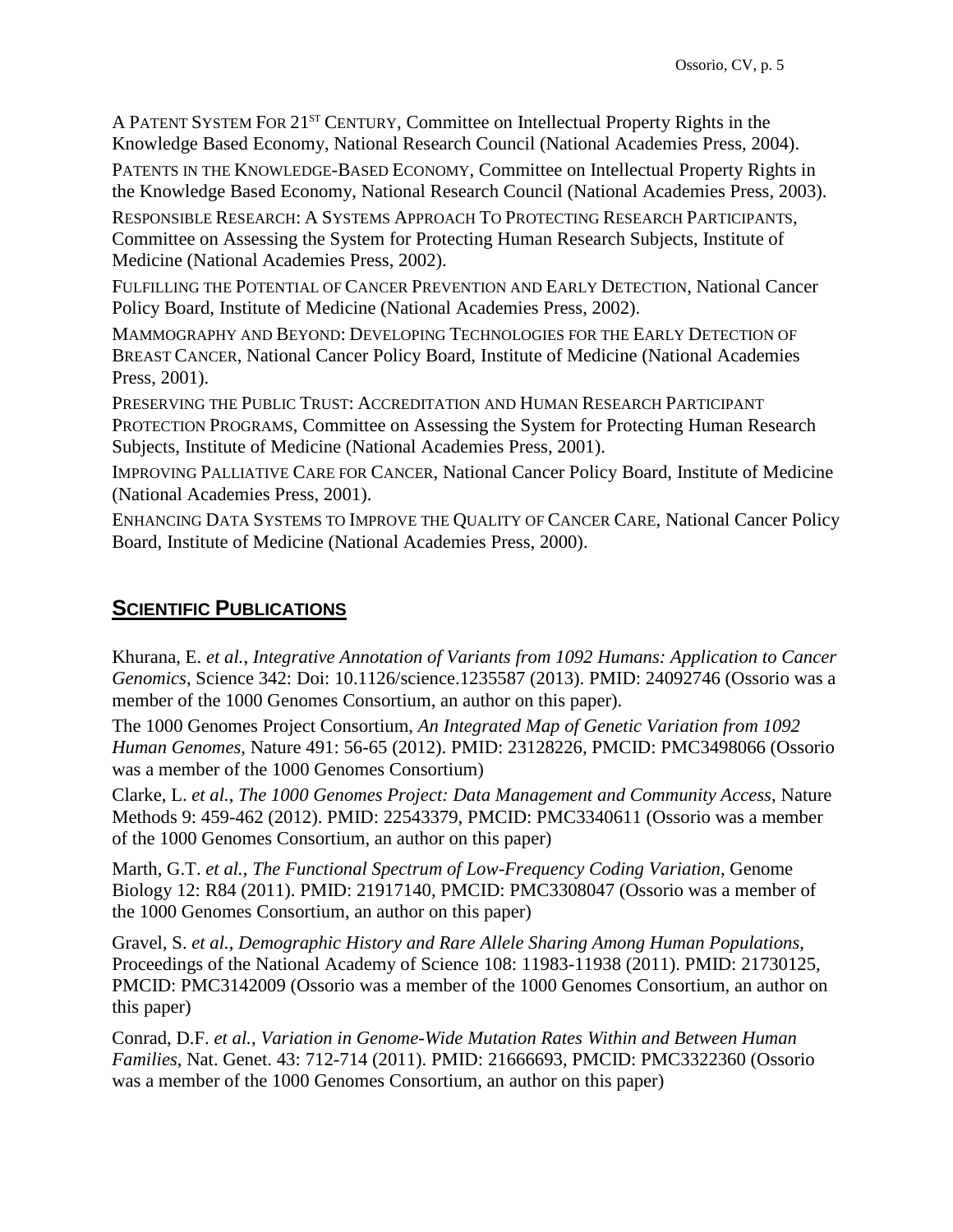A PATENT SYSTEM FOR 21ST CENTURY, Committee on Intellectual Property Rights in the Knowledge Based Economy, National Research Council (National Academies Press, 2004).

PATENTS IN THE KNOWLEDGE-BASED ECONOMY, Committee on Intellectual Property Rights in the Knowledge Based Economy, National Research Council (National Academies Press, 2003).

RESPONSIBLE RESEARCH: A SYSTEMS APPROACH TO PROTECTING RESEARCH PARTICIPANTS, Committee on Assessing the System for Protecting Human Research Subjects, Institute of Medicine (National Academies Press, 2002).

FULFILLING THE POTENTIAL OF CANCER PREVENTION AND EARLY DETECTION, National Cancer Policy Board, Institute of Medicine (National Academies Press, 2002).

MAMMOGRAPHY AND BEYOND: DEVELOPING TECHNOLOGIES FOR THE EARLY DETECTION OF BREAST CANCER, National Cancer Policy Board, Institute of Medicine (National Academies Press, 2001).

PRESERVING THE PUBLIC TRUST: ACCREDITATION AND HUMAN RESEARCH PARTICIPANT PROTECTION PROGRAMS, Committee on Assessing the System for Protecting Human Research Subjects, Institute of Medicine (National Academies Press, 2001).

IMPROVING PALLIATIVE CARE FOR CANCER, National Cancer Policy Board, Institute of Medicine (National Academies Press, 2001).

ENHANCING DATA SYSTEMS TO IMPROVE THE QUALITY OF CANCER CARE, National Cancer Policy Board, Institute of Medicine (National Academies Press, 2000).

## SCIENTIFIC PUBLICATIONS

Khurana, E. *et al.*, *Integrative Annotation of Variants from 1092 Humans: Application to Cancer Genomics*, Science 342: Doi: 10.1126/science.1235587 (2013). PMID: 24092746 (Ossorio was a member of the 1000 Genomes Consortium, an author on this paper).

The 1000 Genomes Project Consortium, *An Integrated Map of Genetic Variation from 1092 Human Genomes*, Nature 491: 56-65 (2012). PMID: 23128226, PMCID: PMC3498066 (Ossorio was a member of the 1000 Genomes Consortium)

Clarke, L. *et al.*, *The 1000 Genomes Project: Data Management and Community Access*, Nature Methods 9: 459-462 (2012). PMID: 22543379, PMCID: PMC3340611 (Ossorio was a member of the 1000 Genomes Consortium, an author on this paper)

Marth, G.T. *et al.*, *The Functional Spectrum of Low-Frequency Coding Variation*, Genome Biology 12: R84 (2011). PMID: 21917140, PMCID: PMC3308047 (Ossorio was a member of the 1000 Genomes Consortium, an author on this paper)

Gravel, S. *et al.*, *Demographic History and Rare Allele Sharing Among Human Populations*, Proceedings of the National Academy of Science 108: 11983-11938 (2011). PMID: 21730125, PMCID: PMC3142009 (Ossorio was a member of the 1000 Genomes Consortium, an author on this paper)

Conrad, D.F. *et al.*, *Variation in Genome-Wide Mutation Rates Within and Between Human Families*, Nat. Genet. 43: 712-714 (2011). PMID: 21666693, PMCID: PMC3322360 (Ossorio was a member of the 1000 Genomes Consortium, an author on this paper)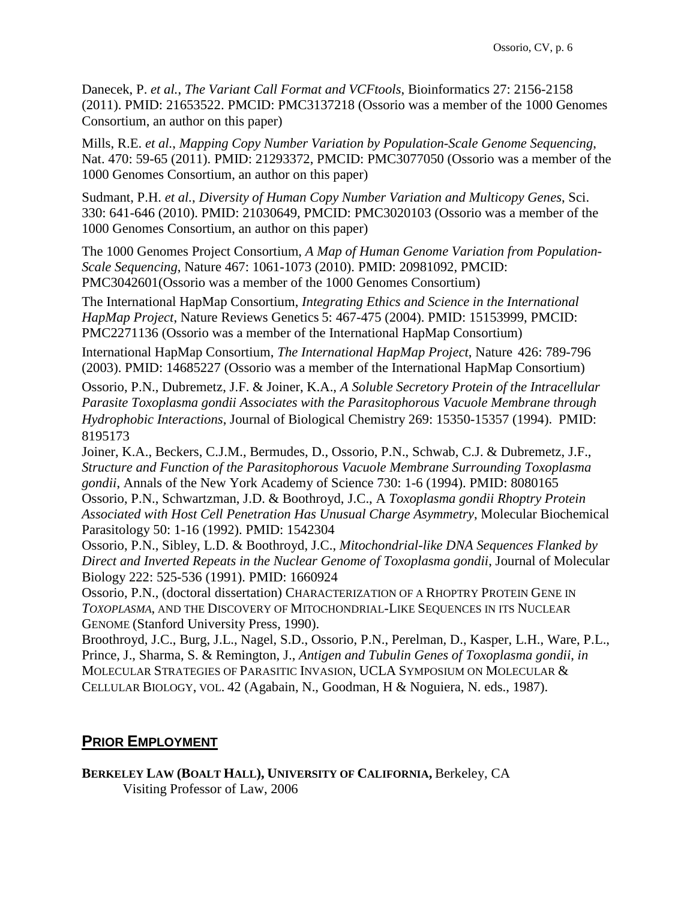Danecek, P. *et al.*, *The Variant Call Format and VCFtools*, Bioinformatics 27: 2156-2158 (2011). PMID: 21653522. PMCID: PMC3137218 (Ossorio was a member of the 1000 Genomes Consortium, an author on this paper)

Mills, R.E. *et al.*, *Mapping Copy Number Variation by Population-Scale Genome Sequencing*, Nat. 470: 59-65 (2011). PMID: 21293372, PMCID: PMC3077050 (Ossorio was a member of the 1000 Genomes Consortium, an author on this paper)

Sudmant, P.H. *et al.*, *Diversity of Human Copy Number Variation and Multicopy Genes*, Sci. 330: 641-646 (2010). PMID: 21030649, PMCID: PMC3020103 (Ossorio was a member of the 1000 Genomes Consortium, an author on this paper)

The 1000 Genomes Project Consortium, *A Map of Human Genome Variation from Population-Scale Sequencing*, Nature 467: 1061-1073 (2010). PMID: 20981092, PMCID: PMC3042601(Ossorio was a member of the 1000 Genomes Consortium)

The International HapMap Consortium, *Integrating Ethics and Science in the International HapMap Project*, Nature Reviews Genetics 5: 467-475 (2004). PMID: 15153999, PMCID: PMC2271136 (Ossorio was a member of the International HapMap Consortium)

International HapMap Consortium, *The International HapMap Project*, Nature 426: 789-796 (2003). PMID: 14685227 (Ossorio was a member of the International HapMap Consortium)

Ossorio, P.N., Dubremetz, J.F. & Joiner, K.A., *A Soluble Secretory Protein of the Intracellular Parasite Toxoplasma gondii Associates with the Parasitophorous Vacuole Membrane through Hydrophobic Interactions*, Journal of Biological Chemistry 269: 15350-15357 (1994). PMID: 8195173

Joiner, K.A., Beckers, C.J.M., Bermudes, D., Ossorio, P.N., Schwab, C.J. & Dubremetz, J.F., *Structure and Function of the Parasitophorous Vacuole Membrane Surrounding Toxoplasma gondii*, Annals of the New York Academy of Science 730: 1-6 (1994). PMID: 8080165

Ossorio, P.N., Schwartzman, J.D. & Boothroyd, J.C., A *Toxoplasma gondii Rhoptry Protein Associated with Host Cell Penetration Has Unusual Charge Asymmetry*, Molecular Biochemical Parasitology 50: 1-16 (1992). PMID: 1542304

Ossorio, P.N., Sibley, L.D. & Boothroyd, J.C., *Mitochondrial-like DNA Sequences Flanked by Direct and Inverted Repeats in the Nuclear Genome of Toxoplasma gondii*, Journal of Molecular Biology 222: 525-536 (1991). PMID: 1660924

Ossorio, P.N., (doctoral dissertation) CHARACTERIZATION OF A RHOPTRY PROTEIN GENE IN *TOXOPLASMA*, AND THE DISCOVERY OF MITOCHONDRIAL-LIKE SEQUENCES IN ITS NUCLEAR GENOME (Stanford University Press, 1990).

Broothroyd, J.C., Burg, J.L., Nagel, S.D., Ossorio, P.N., Perelman, D., Kasper, L.H., Ware, P.L., Prince, J., Sharma, S. & Remington, J., *Antigen and Tubulin Genes of Toxoplasma gondii*, *in* MOLECULAR STRATEGIES OF PARASITIC INVASION, UCLA SYMPOSIUM ON MOLECULAR & CELLULAR BIOLOGY, VOL. 42 (Agabain, N., Goodman, H & Noguiera, N. eds., 1987).

## PRIOR EMPLOYMENT

**BERKELEY LAW (BOALT HALL), UNIVERSITY OF CALIFORNIA,** Berkeley, CA
Visiting Professor of Law, 2006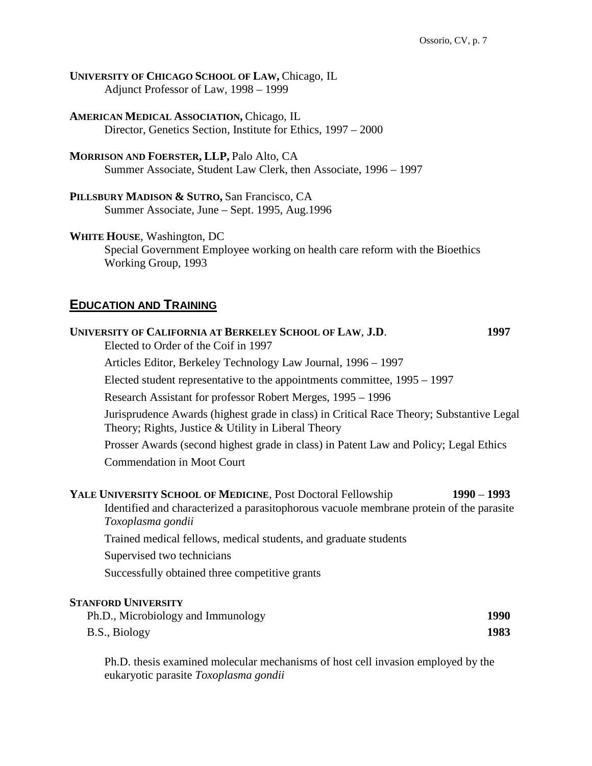**UNIVERSITY OF CHICAGO SCHOOL OF LAW,** Chicago, IL
Adjunct Professor of Law, 1998 – 1999

**AMERICAN MEDICAL ASSOCIATION,** Chicago, IL
Director, Genetics Section, Institute for Ethics, 1997 – 2000

**MORRISON AND FOERSTER, LLP,** Palo Alto, CA
Summer Associate, Student Law Clerk, then Associate, 1996 – 1997

**PILLSBURY MADISON & SUTRO,** San Francisco, CA
Summer Associate, June – Sept. 1995, Aug.1996

**WHITE HOUSE**, Washington, DC
Special Government Employee working on health care reform with the Bioethics Working Group, 1993

## EDUCATION AND TRAINING

**UNIVERSITY OF CALIFORNIA AT BERKELEY SCHOOL OF LAW**, **J.D**. **1997**

Elected to Order of the Coif in 1997

Articles Editor, Berkeley Technology Law Journal, 1996 – 1997

Elected student representative to the appointments committee, 1995 – 1997

Research Assistant for professor Robert Merges, 1995 – 1996

Jurisprudence Awards (highest grade in class) in Critical Race Theory; Substantive Legal Theory; Rights, Justice & Utility in Liberal Theory

Prosser Awards (second highest grade in class) in Patent Law and Policy; Legal Ethics

Commendation in Moot Court

**YALE UNIVERSITY SCHOOL OF MEDICINE**, Post Doctoral Fellowship **1990 – 1993**

Identified and characterized a parasitophorous vacuole membrane protein of the parasite *Toxoplasma gondii*

Trained medical fellows, medical students, and graduate students

Supervised two technicians

Successfully obtained three competitive grants

**STANFORD UNIVERSITY**

Ph.D., Microbiology and Immunology **1990**

B.S., Biology **1983**

Ph.D. thesis examined molecular mechanisms of host cell invasion employed by the eukaryotic parasite *Toxoplasma gondii*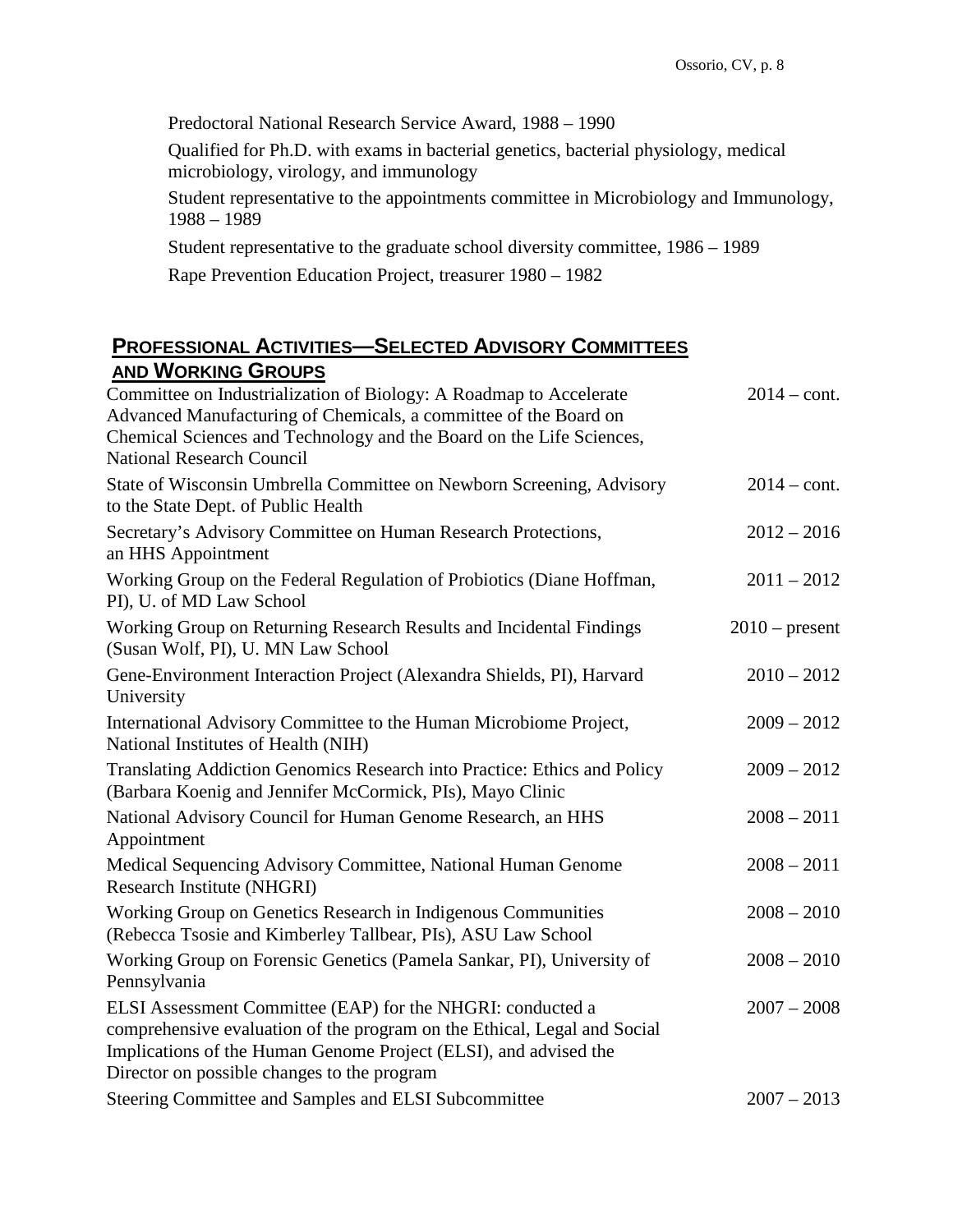Predoctoral National Research Service Award, 1988 – 1990

Qualified for Ph.D. with exams in bacterial genetics, bacterial physiology, medical microbiology, virology, and immunology

Student representative to the appointments committee in Microbiology and Immunology, 1988 – 1989

Student representative to the graduate school diversity committee, 1986 – 1989

Rape Prevention Education Project, treasurer 1980 – 1982

## Professional Activities—Selected Advisory Committees and Working Groups

| | |
|---|---|
| Committee on Industrialization of Biology: A Roadmap to Accelerate Advanced Manufacturing of Chemicals, a committee of the Board on Chemical Sciences and Technology and the Board on the Life Sciences, National Research Council | 2014 – cont. |
| State of Wisconsin Umbrella Committee on Newborn Screening, Advisory to the State Dept. of Public Health | 2014 – cont. |
| Secretary's Advisory Committee on Human Research Protections, an HHS Appointment | 2012 – 2016 |
| Working Group on the Federal Regulation of Probiotics (Diane Hoffman, PI), U. of MD Law School | 2011 – 2012 |
| Working Group on Returning Research Results and Incidental Findings (Susan Wolf, PI), U. MN Law School | 2010 – present |
| Gene-Environment Interaction Project (Alexandra Shields, PI), Harvard University | 2010 – 2012 |
| International Advisory Committee to the Human Microbiome Project, National Institutes of Health (NIH) | 2009 – 2012 |
| Translating Addiction Genomics Research into Practice: Ethics and Policy (Barbara Koenig and Jennifer McCormick, PIs), Mayo Clinic | 2009 – 2012 |
| National Advisory Council for Human Genome Research, an HHS Appointment | 2008 – 2011 |
| Medical Sequencing Advisory Committee, National Human Genome Research Institute (NHGRI) | 2008 – 2011 |
| Working Group on Genetics Research in Indigenous Communities (Rebecca Tsosie and Kimberley Tallbear, PIs), ASU Law School | 2008 – 2010 |
| Working Group on Forensic Genetics (Pamela Sankar, PI), University of Pennsylvania | 2008 – 2010 |
| ELSI Assessment Committee (EAP) for the NHGRI: conducted a comprehensive evaluation of the program on the Ethical, Legal and Social Implications of the Human Genome Project (ELSI), and advised the Director on possible changes to the program | 2007 – 2008 |
| Steering Committee and Samples and ELSI Subcommittee | 2007 – 2013 |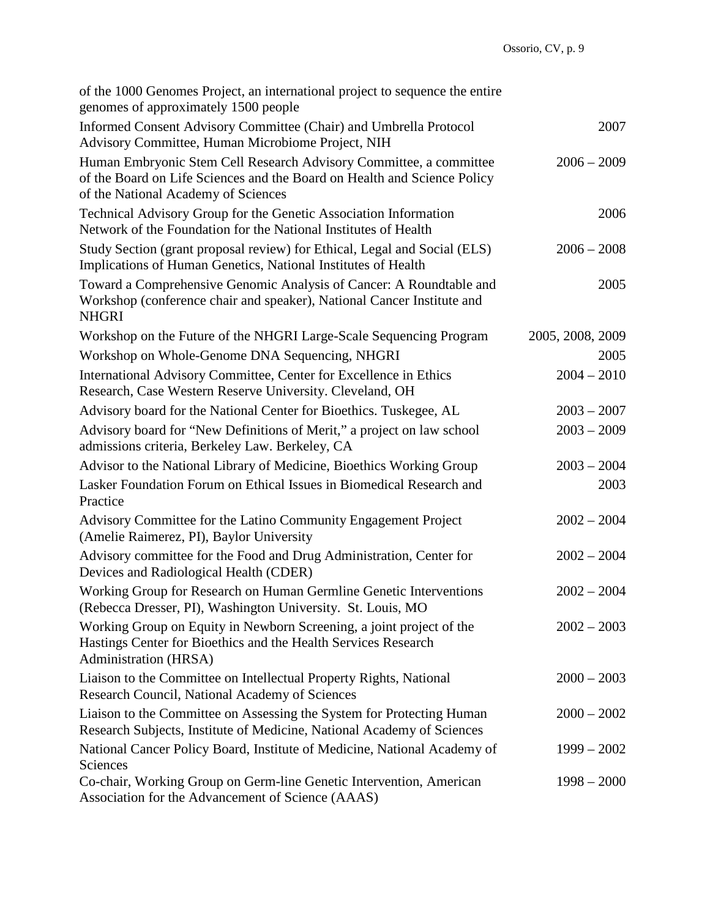| | |
|---|---|
| of the 1000 Genomes Project, an international project to sequence the entire genomes of approximately 1500 people | |
| Informed Consent Advisory Committee (Chair) and Umbrella Protocol Advisory Committee, Human Microbiome Project, NIH | 2007 |
| Human Embryonic Stem Cell Research Advisory Committee, a committee of the Board on Life Sciences and the Board on Health and Science Policy of the National Academy of Sciences | 2006 – 2009 |
| Technical Advisory Group for the Genetic Association Information Network of the Foundation for the National Institutes of Health | 2006 |
| Study Section (grant proposal review) for Ethical, Legal and Social (ELS) Implications of Human Genetics, National Institutes of Health | 2006 – 2008 |
| Toward a Comprehensive Genomic Analysis of Cancer: A Roundtable and Workshop (conference chair and speaker), National Cancer Institute and NHGRI | 2005 |
| Workshop on the Future of the NHGRI Large-Scale Sequencing Program | 2005, 2008, 2009 |
| Workshop on Whole-Genome DNA Sequencing, NHGRI | 2005 |
| International Advisory Committee, Center for Excellence in Ethics Research, Case Western Reserve University. Cleveland, OH | 2004 – 2010 |
| Advisory board for the National Center for Bioethics. Tuskegee, AL | 2003 – 2007 |
| Advisory board for "New Definitions of Merit," a project on law school admissions criteria, Berkeley Law. Berkeley, CA | 2003 – 2009 |
| Advisor to the National Library of Medicine, Bioethics Working Group | 2003 – 2004 |
| Lasker Foundation Forum on Ethical Issues in Biomedical Research and Practice | 2003 |
| Advisory Committee for the Latino Community Engagement Project (Amelie Raimerez, PI), Baylor University | 2002 – 2004 |
| Advisory committee for the Food and Drug Administration, Center for Devices and Radiological Health (CDER) | 2002 – 2004 |
| Working Group for Research on Human Germline Genetic Interventions (Rebecca Dresser, PI), Washington University. St. Louis, MO | 2002 – 2004 |
| Working Group on Equity in Newborn Screening, a joint project of the Hastings Center for Bioethics and the Health Services Research Administration (HRSA) | 2002 – 2003 |
| Liaison to the Committee on Intellectual Property Rights, National Research Council, National Academy of Sciences | 2000 – 2003 |
| Liaison to the Committee on Assessing the System for Protecting Human Research Subjects, Institute of Medicine, National Academy of Sciences | 2000 – 2002 |
| National Cancer Policy Board, Institute of Medicine, National Academy of Sciences | 1999 – 2002 |
| Co-chair, Working Group on Germ-line Genetic Intervention, American Association for the Advancement of Science (AAAS) | 1998 – 2000 |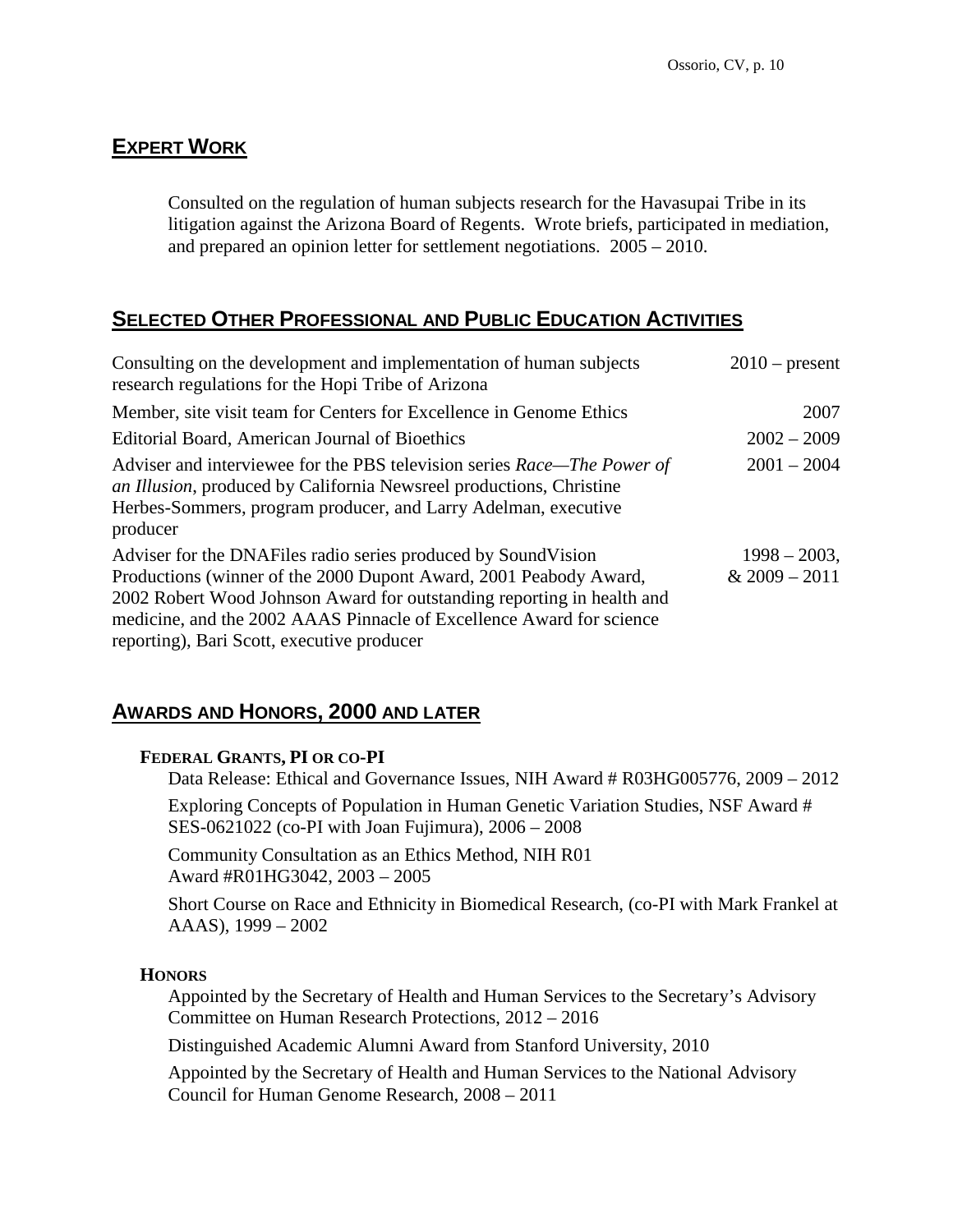## EXPERT WORK

Consulted on the regulation of human subjects research for the Havasupai Tribe in its litigation against the Arizona Board of Regents. Wrote briefs, participated in mediation, and prepared an opinion letter for settlement negotiations. 2005 – 2010.

## SELECTED OTHER PROFESSIONAL AND PUBLIC EDUCATION ACTIVITIES

| | |
|---|---|
| Consulting on the development and implementation of human subjects research regulations for the Hopi Tribe of Arizona | 2010 – present |
| Member, site visit team for Centers for Excellence in Genome Ethics | 2007 |
| Editorial Board, American Journal of Bioethics | 2002 – 2009 |
| Adviser and interviewee for the PBS television series *Race—The Power of an Illusion*, produced by California Newsreel productions, Christine Herbes-Sommers, program producer, and Larry Adelman, executive producer | 2001 – 2004 |
| Adviser for the DNAFiles radio series produced by SoundVision Productions (winner of the 2000 Dupont Award, 2001 Peabody Award, 2002 Robert Wood Johnson Award for outstanding reporting in health and medicine, and the 2002 AAAS Pinnacle of Excellence Award for science reporting), Bari Scott, executive producer | 1998 – 2003, & 2009 – 2011 |

## AWARDS AND HONORS, 2000 AND LATER

### FEDERAL GRANTS, PI OR CO-PI

Data Release: Ethical and Governance Issues, NIH Award # R03HG005776, 2009 – 2012

Exploring Concepts of Population in Human Genetic Variation Studies, NSF Award # SES-0621022 (co-PI with Joan Fujimura), 2006 – 2008

Community Consultation as an Ethics Method, NIH R01 Award #R01HG3042, 2003 – 2005

Short Course on Race and Ethnicity in Biomedical Research, (co-PI with Mark Frankel at AAAS), 1999 – 2002

### HONORS

Appointed by the Secretary of Health and Human Services to the Secretary's Advisory Committee on Human Research Protections, 2012 – 2016

Distinguished Academic Alumni Award from Stanford University, 2010

Appointed by the Secretary of Health and Human Services to the National Advisory Council for Human Genome Research, 2008 – 2011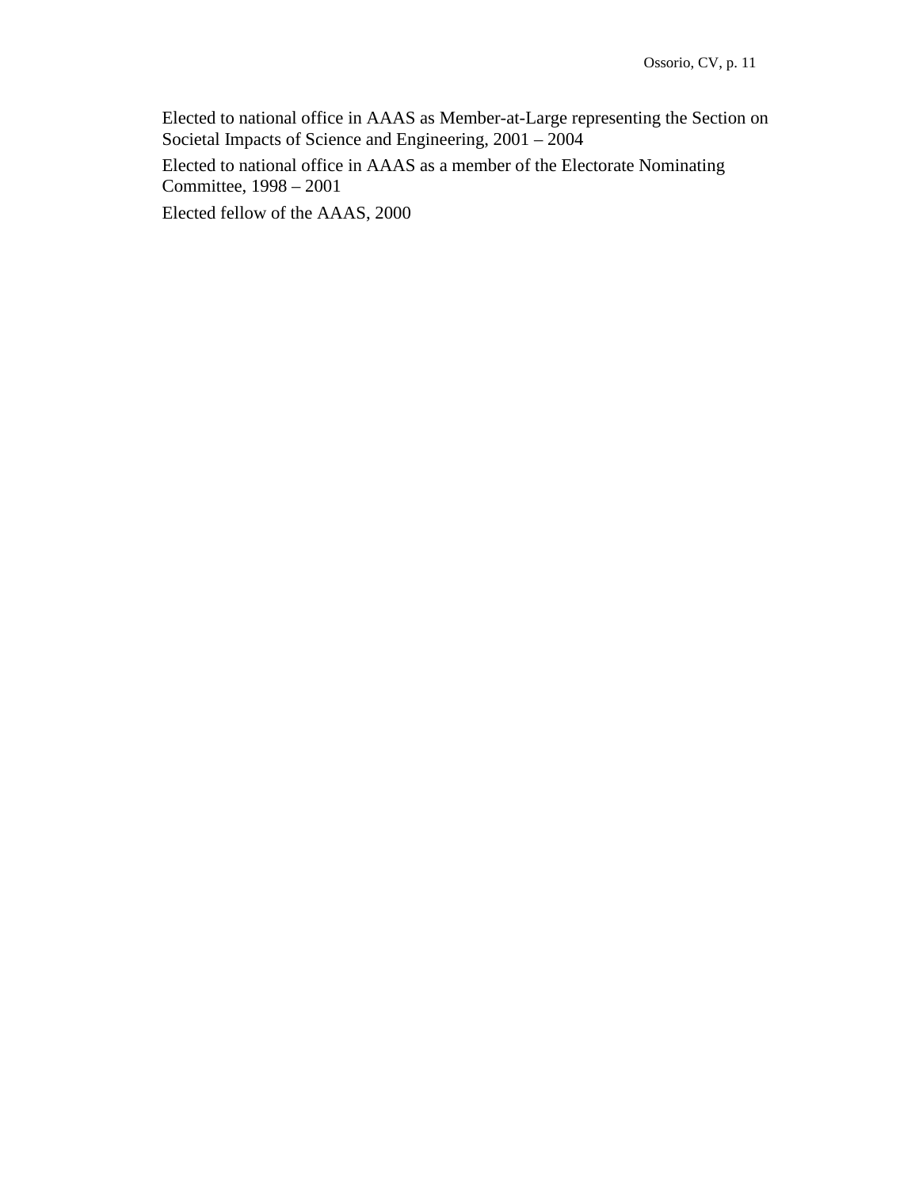Elected to national office in AAAS as Member-at-Large representing the Section on Societal Impacts of Science and Engineering, 2001 – 2004

Elected to national office in AAAS as a member of the Electorate Nominating Committee, 1998 – 2001

Elected fellow of the AAAS, 2000